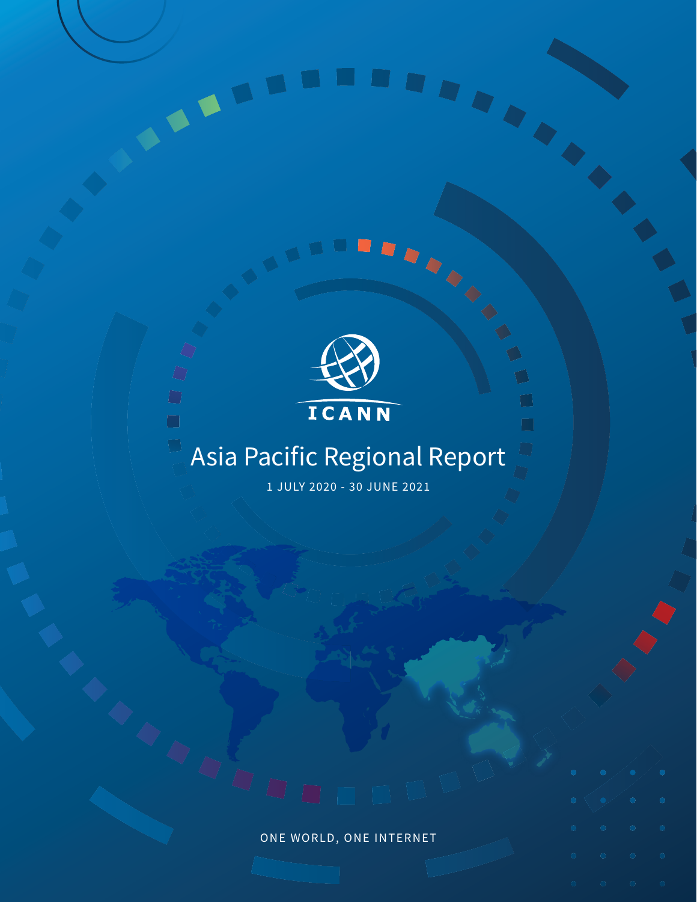ICANN

# Asia Pacific Regional Report

1 JULY 2020 - 30 JUNE 2021

ONE WORLD, ONE INTERNET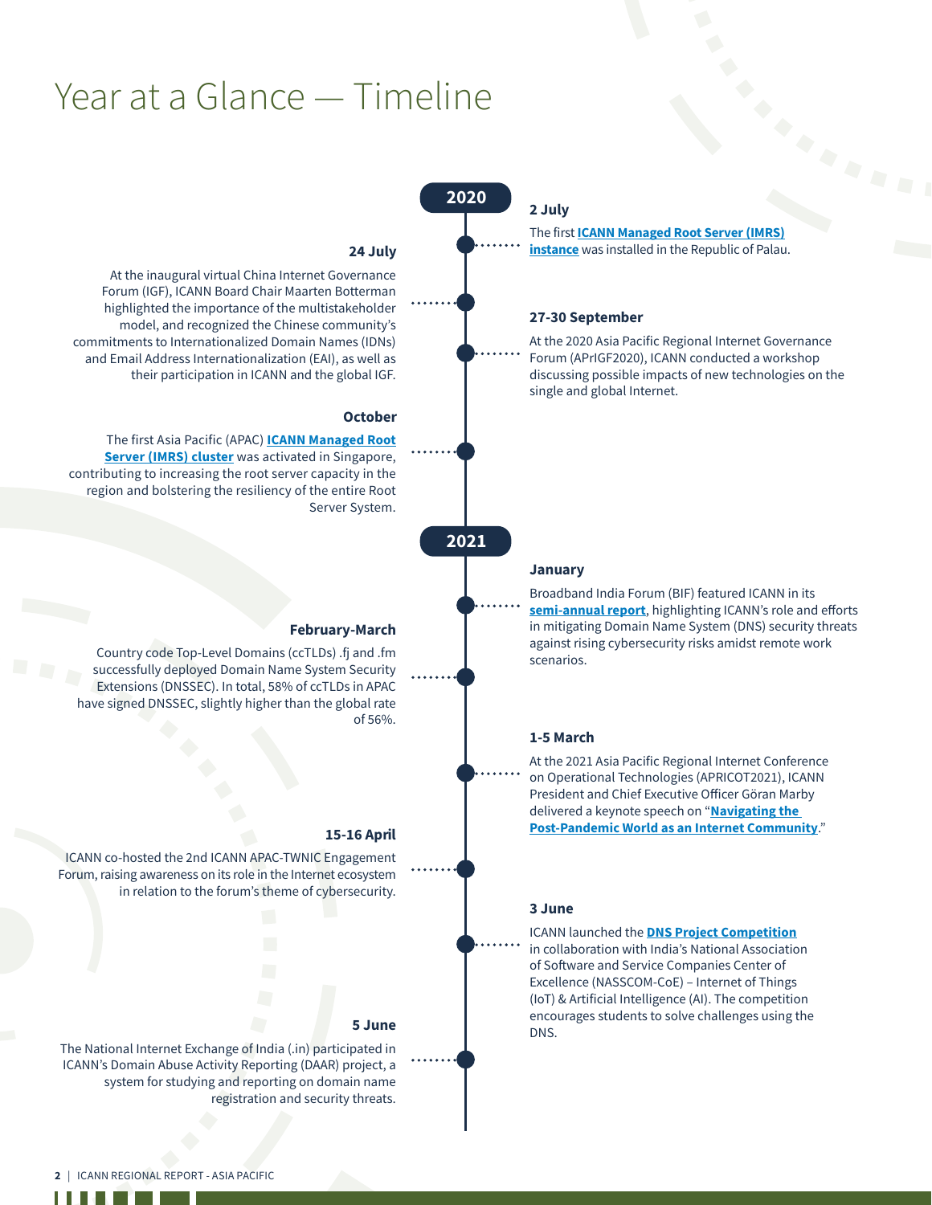# Year at a Glance — Timeline

## 2020

### 2 July

The first **ICANN Managed Root Server (IMRS) instance** was installed in the Republic of Palau.

### 24 July

At the inaugural virtual China Internet Governance Forum (IGF), ICANN Board Chair Maarten Botterman highlighted the importance of the multistakeholder model, and recognized the Chinese community's commitments to Internationalized Domain Names (IDNs) and Email Address Internationalization (EAI), as well as their participation in ICANN and the global IGF.

### 27-30 September

At the 2020 Asia Pacific Regional Internet Governance Forum (APrIGF2020), ICANN conducted a workshop discussing possible impacts of new technologies on the single and global Internet.

### October

The first Asia Pacific (APAC) **ICANN Managed Root Server (IMRS) cluster** was activated in Singapore, contributing to increasing the root server capacity in the region and bolstering the resiliency of the entire Root Server System.

## 2021

### January

Broadband India Forum (BIF) featured ICANN in its **semi-annual report**, highlighting ICANN's role and efforts in mitigating Domain Name System (DNS) security threats against rising cybersecurity risks amidst remote work scenarios.

### February-March

Country code Top-Level Domains (ccTLDs) .fj and .fm successfully deployed Domain Name System Security Extensions (DNSSEC). In total, 58% of ccTLDs in APAC have signed DNSSEC, slightly higher than the global rate of 56%.

### 1-5 March

At the 2021 Asia Pacific Regional Internet Conference on Operational Technologies (APRICOT2021), ICANN President and Chief Executive Officer Göran Marby delivered a keynote speech on "**Navigating the Post-Pandemic World as an Internet Community**."

### 15-16 April

ICANN co-hosted the 2nd ICANN APAC-TWNIC Engagement Forum, raising awareness on its role in the Internet ecosystem in relation to the forum's theme of cybersecurity.

### 3 June

ICANN launched the **DNS Project Competition** in collaboration with India's National Association of Software and Service Companies Center of Excellence (NASSCOM-CoE) – Internet of Things (IoT) & Artificial Intelligence (AI). The competition encourages students to solve challenges using the DNS.

### 5 June

The National Internet Exchange of India (.in) participated in ICANN's Domain Abuse Activity Reporting (DAAR) project, a system for studying and reporting on domain name registration and security threats.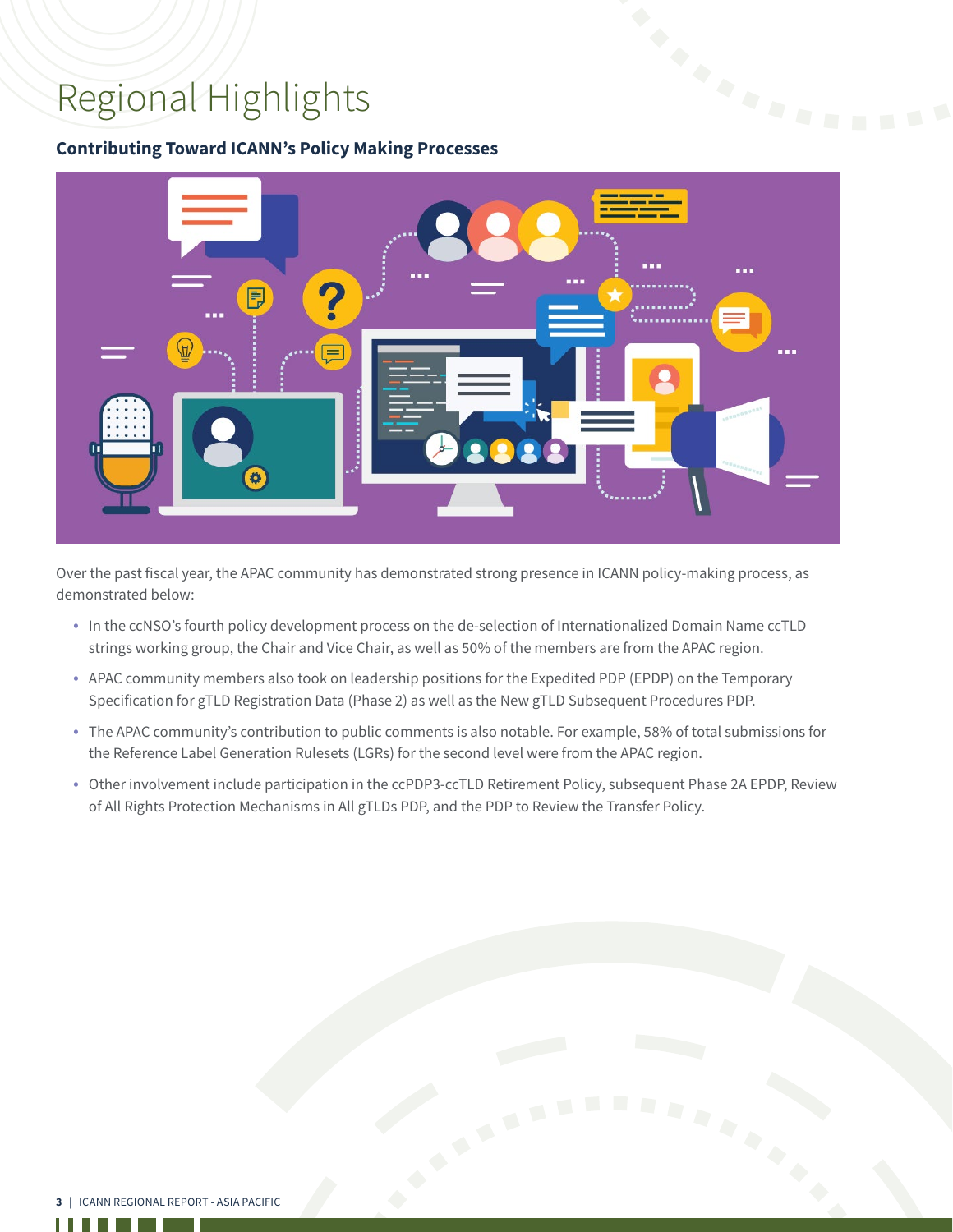# Regional Highlights

### Contributing Toward ICANN's Policy Making Processes

Over the past fiscal year, the APAC community has demonstrated strong presence in ICANN policy-making process, as demonstrated below:

- In the ccNSO's fourth policy development process on the de-selection of Internationalized Domain Name ccTLD strings working group, the Chair and Vice Chair, as well as 50% of the members are from the APAC region.
- APAC community members also took on leadership positions for the Expedited PDP (EPDP) on the Temporary Specification for gTLD Registration Data (Phase 2) as well as the New gTLD Subsequent Procedures PDP.
- The APAC community's contribution to public comments is also notable. For example, 58% of total submissions for the Reference Label Generation Rulesets (LGRs) for the second level were from the APAC region.
- Other involvement include participation in the ccPDP3-ccTLD Retirement Policy, subsequent Phase 2A EPDP, Review of All Rights Protection Mechanisms in All gTLDs PDP, and the PDP to Review the Transfer Policy.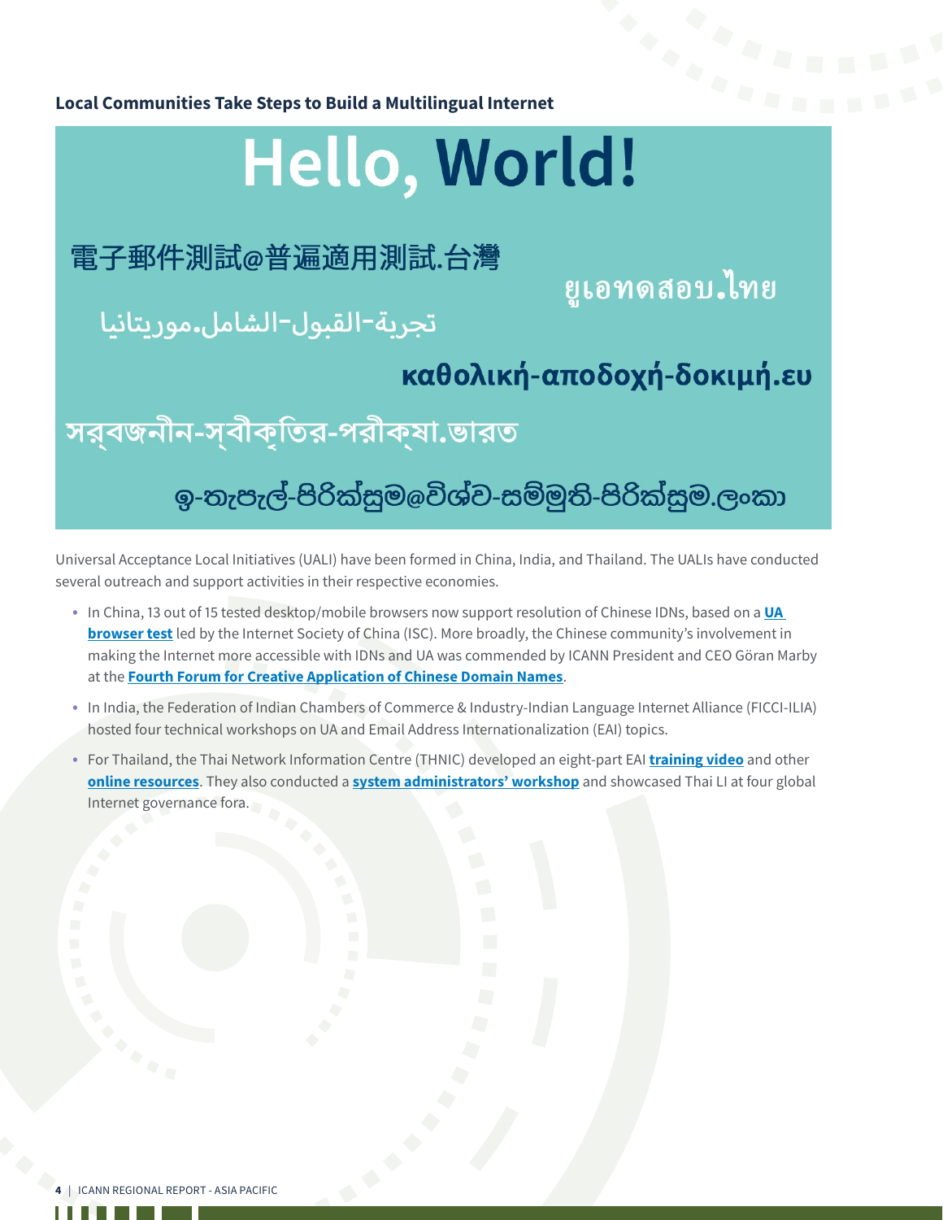**Local Communities Take Steps to Build a Multilingual Internet**

# Hello, World!

電子郵件測試@普遍適用測試.台灣

ยูเอทดสอบ.ไทย

تجربة-القبول-الشامل.موريتانيا

καθολική-αποδοχή-δοκιμή.ευ

সর্বজনীন-স্বীকৃতির-পরীক্ষা.ভারত

೩-තැපැල්-පිරික්සුම@විශ්ව-සම්මුති-පිරික්සුම.ලංකා

Universal Acceptance Local Initiatives (UALI) have been formed in China, India, and Thailand. The UALIs have conducted several outreach and support activities in their respective economies.

- In China, 13 out of 15 tested desktop/mobile browsers now support resolution of Chinese IDNs, based on a **UA browser test** led by the Internet Society of China (ISC). More broadly, the Chinese community's involvement in making the Internet more accessible with IDNs and UA was commended by ICANN President and CEO Göran Marby at the **Fourth Forum for Creative Application of Chinese Domain Names**.
- In India, the Federation of Indian Chambers of Commerce & Industry-Indian Language Internet Alliance (FICCI-ILIA) hosted four technical workshops on UA and Email Address Internationalization (EAI) topics.
- For Thailand, the Thai Network Information Centre (THNIC) developed an eight-part EAI **training video** and other **online resources**. They also conducted a **system administrators' workshop** and showcased Thai LI at four global Internet governance fora.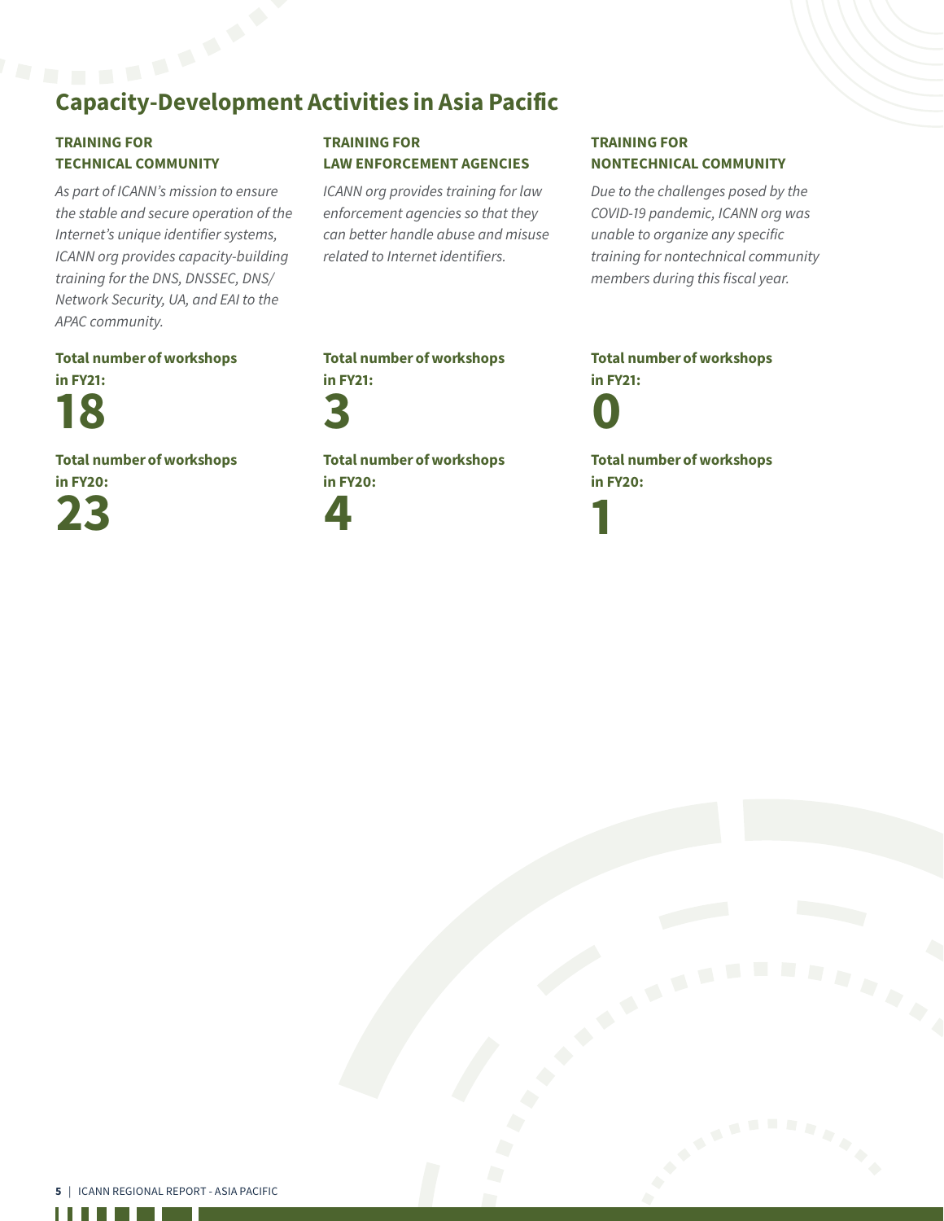## Capacity-Development Activities in Asia Pacific

### TRAINING FOR TECHNICAL COMMUNITY

*As part of ICANN's mission to ensure the stable and secure operation of the Internet's unique identifier systems, ICANN org provides capacity-building training for the DNS, DNSSEC, DNS/Network Security, UA, and EAI to the APAC community.*

**Total number of workshops in FY21:**

**18**

**Total number of workshops in FY20:**

**23**

### TRAINING FOR LAW ENFORCEMENT AGENCIES

*ICANN org provides training for law enforcement agencies so that they can better handle abuse and misuse related to Internet identifiers.*

**Total number of workshops in FY21:**

**3**

**Total number of workshops in FY20:**

**4**

### TRAINING FOR NONTECHNICAL COMMUNITY

*Due to the challenges posed by the COVID-19 pandemic, ICANN org was unable to organize any specific training for nontechnical community members during this fiscal year.*

**Total number of workshops in FY21:**

**0**

**Total number of workshops in FY20:**

**1**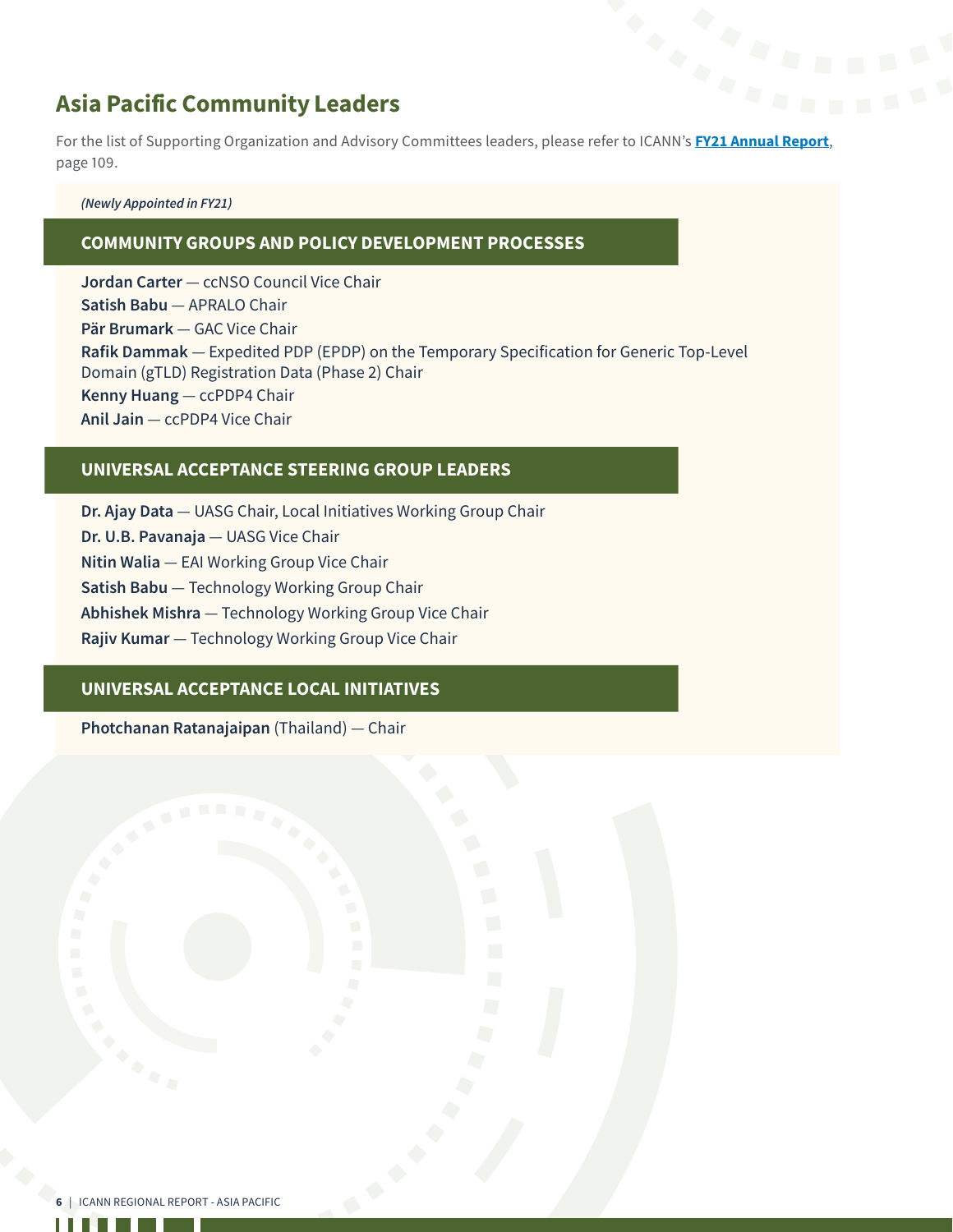## Asia Pacific Community Leaders

For the list of Supporting Organization and Advisory Committees leaders, please refer to ICANN's **FY21 Annual Report**, page 109.

*(Newly Appointed in FY21)*

### COMMUNITY GROUPS AND POLICY DEVELOPMENT PROCESSES

**Jordan Carter** — ccNSO Council Vice Chair
**Satish Babu** — APRALO Chair
**Pär Brumark** — GAC Vice Chair
**Rafik Dammak** — Expedited PDP (EPDP) on the Temporary Specification for Generic Top-Level Domain (gTLD) Registration Data (Phase 2) Chair
**Kenny Huang** — ccPDP4 Chair
**Anil Jain** — ccPDP4 Vice Chair

### UNIVERSAL ACCEPTANCE STEERING GROUP LEADERS

**Dr. Ajay Data** — UASG Chair, Local Initiatives Working Group Chair
**Dr. U.B. Pavanaja** — UASG Vice Chair
**Nitin Walia** — EAI Working Group Vice Chair
**Satish Babu** — Technology Working Group Chair
**Abhishek Mishra** — Technology Working Group Vice Chair
**Rajiv Kumar** — Technology Working Group Vice Chair

### UNIVERSAL ACCEPTANCE LOCAL INITIATIVES

**Photchanan Ratanajaipan** (Thailand) — Chair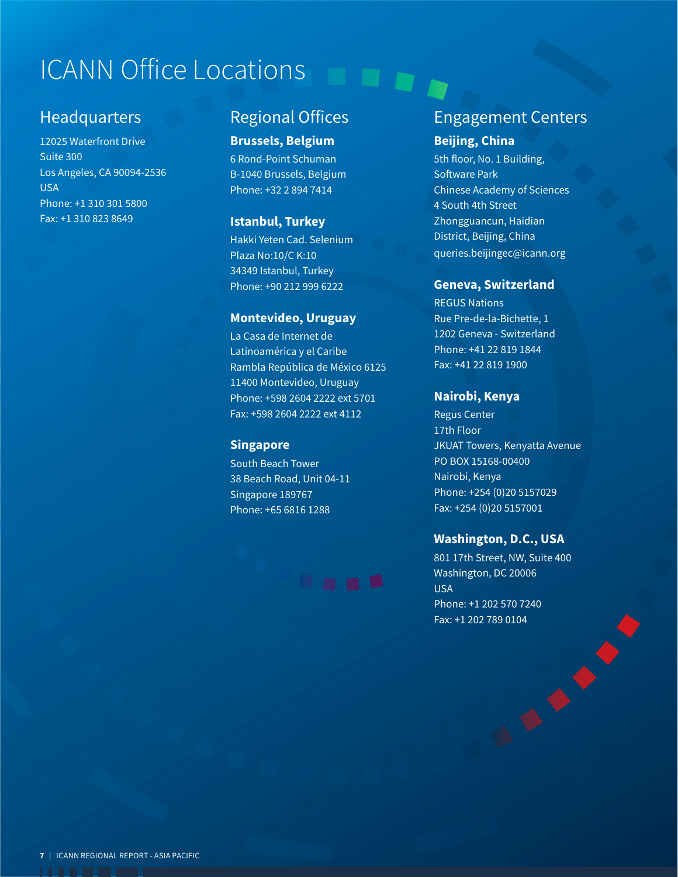# ICANN Office Locations

## Headquarters

12025 Waterfront Drive
Suite 300
Los Angeles, CA 90094-2536
USA
Phone: +1 310 301 5800
Fax: +1 310 823 8649

## Regional Offices

### Brussels, Belgium

6 Rond-Point Schuman
B-1040 Brussels, Belgium
Phone: +32 2 894 7414

### Istanbul, Turkey

Hakki Yeten Cad. Selenium
Plaza No:10/C K:10
34349 Istanbul, Turkey
Phone: +90 212 999 6222

### Montevideo, Uruguay

La Casa de Internet de
Latinoamérica y el Caribe
Rambla República de México 6125
11400 Montevideo, Uruguay
Phone: +598 2604 2222 ext 5701
Fax: +598 2604 2222 ext 4112

### Singapore

South Beach Tower
38 Beach Road, Unit 04-11
Singapore 189767
Phone: +65 6816 1288

## Engagement Centers

### Beijing, China

5th floor, No. 1 Building,
Software Park
Chinese Academy of Sciences
4 South 4th Street
Zhongguancun, Haidian
District, Beijing, China
queries.beijingec@icann.org

### Geneva, Switzerland

REGUS Nations
Rue Pre-de-la-Bichette, 1
1202 Geneva - Switzerland
Phone: +41 22 819 1844
Fax: +41 22 819 1900

### Nairobi, Kenya

Regus Center
17th Floor
JKUAT Towers, Kenyatta Avenue
PO BOX 15168-00400
Nairobi, Kenya
Phone: +254 (0)20 5157029
Fax: +254 (0)20 5157001

### Washington, D.C., USA

801 17th Street, NW, Suite 400
Washington, DC 20006
USA
Phone: +1 202 570 7240
Fax: +1 202 789 0104